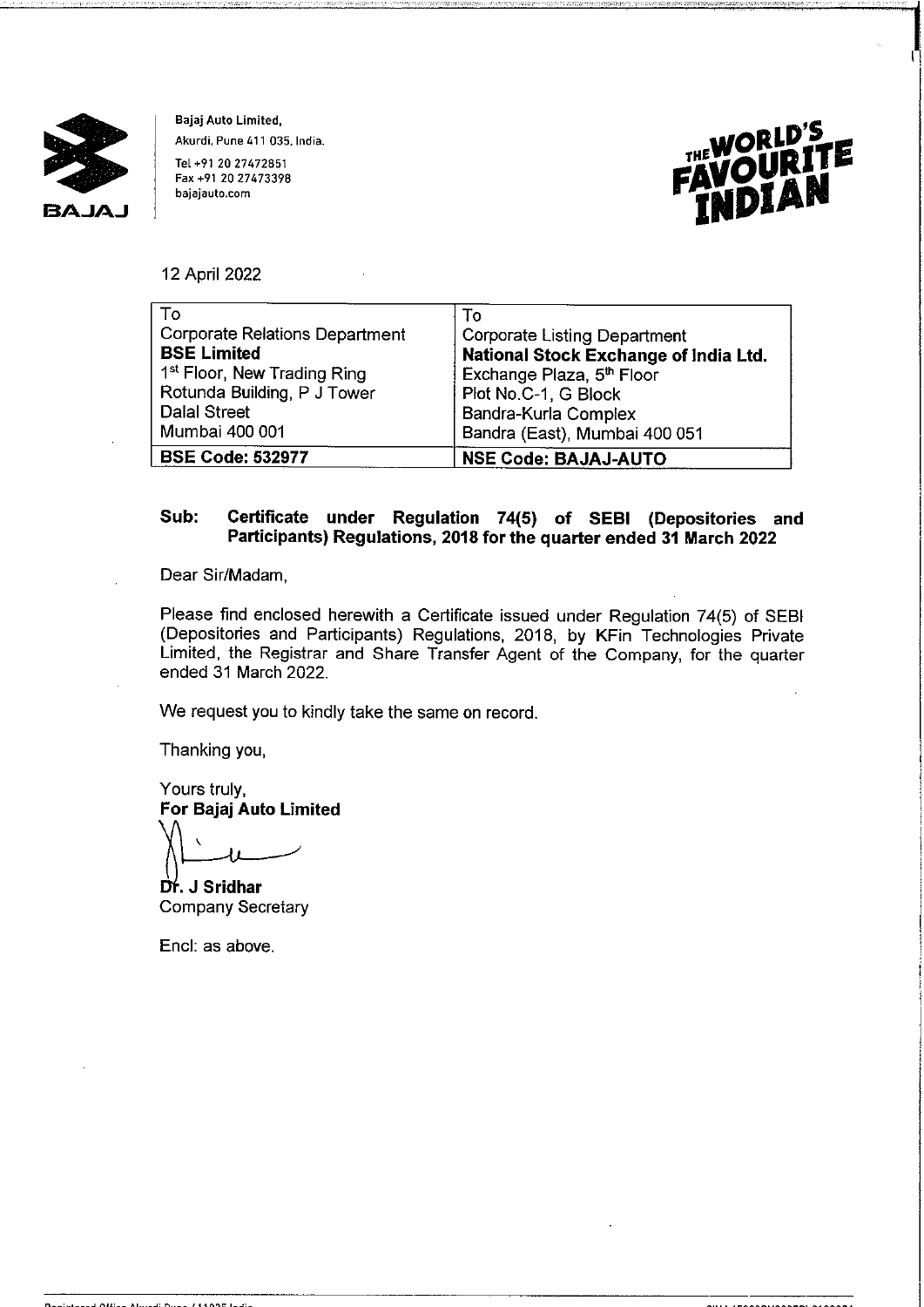Bajaj Auto Limited,
Akurdi, Pune 411 035, India.
Tel +91 20 27472851
Fax +91 20 27473398
bajajauto.com

THE WORLD'S FAVOURITE INDIAN

12 April 2022

| To | To |
|---|---|
| Corporate Relations Department<br>**BSE Limited**<br>1st Floor, New Trading Ring<br>Rotunda Building, P J Tower<br>Dalal Street<br>Mumbai 400 001 | Corporate Listing Department<br>**National Stock Exchange of India Ltd.**<br>Exchange Plaza, 5th Floor<br>Plot No.C-1, G Block<br>Bandra-Kurla Complex<br>Bandra (East), Mumbai 400 051 |
| **BSE Code: 532977** | **NSE Code: BAJAJ-AUTO** |

**Sub: Certificate under Regulation 74(5) of SEBI (Depositories and Participants) Regulations, 2018 for the quarter ended 31 March 2022**

Dear Sir/Madam,

Please find enclosed herewith a Certificate issued under Regulation 74(5) of SEBI (Depositories and Participants) Regulations, 2018, by KFin Technologies Private Limited, the Registrar and Share Transfer Agent of the Company, for the quarter ended 31 March 2022.

We request you to kindly take the same on record.

Thanking you,

Yours truly,
**For Bajaj Auto Limited**

**Dr. J Sridhar**
Company Secretary

Encl: as above.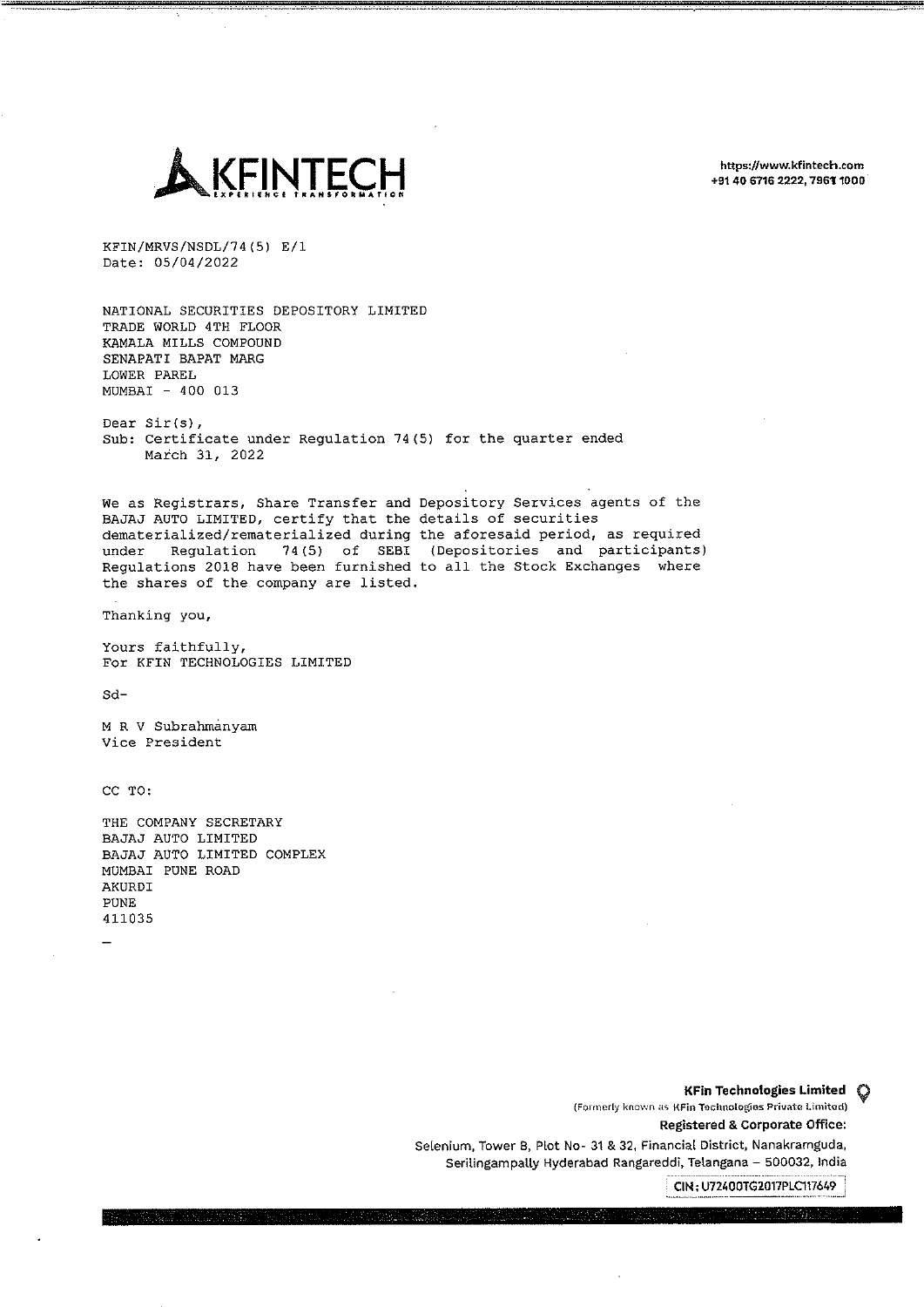**KFINTECH**
EXPERIENCE TRANSFORMATION

https://www.kfintech.com
+91 40 6716 2222, 7961 1000

KFIN/MRVS/NSDL/74(5) E/1
Date: 05/04/2022

NATIONAL SECURITIES DEPOSITORY LIMITED
TRADE WORLD 4TH FLOOR
KAMALA MILLS COMPOUND
SENAPATI BAPAT MARG
LOWER PAREL
MUMBAI - 400 013

Dear Sir(s),
Sub: Certificate under Regulation 74(5) for the quarter ended March 31, 2022

We as Registrars, Share Transfer and Depository Services agents of the BAJAJ AUTO LIMITED, certify that the details of securities dematerialized/rematerialized during the aforesaid period, as required under Regulation 74(5) of SEBI (Depositories and participants) Regulations 2018 have been furnished to all the Stock Exchanges where the shares of the company are listed.

Thanking you,

Yours faithfully,
For KFIN TECHNOLOGIES LIMITED

Sd-

M R V Subrahmanyam
Vice President

CC TO:

THE COMPANY SECRETARY
BAJAJ AUTO LIMITED
BAJAJ AUTO LIMITED COMPLEX
MUMBAI PUNE ROAD
AKURDI
PUNE
411035

**KFin Technologies Limited**
(Formerly known as KFin Technologies Private Limited)
**Registered & Corporate Office:**
Selenium, Tower B, Plot No- 31 & 32, Financial District, Nanakramguda,
Serilingampally Hyderabad Rangareddi, Telangana – 500032, India
CIN: U72400TG2017PLC117649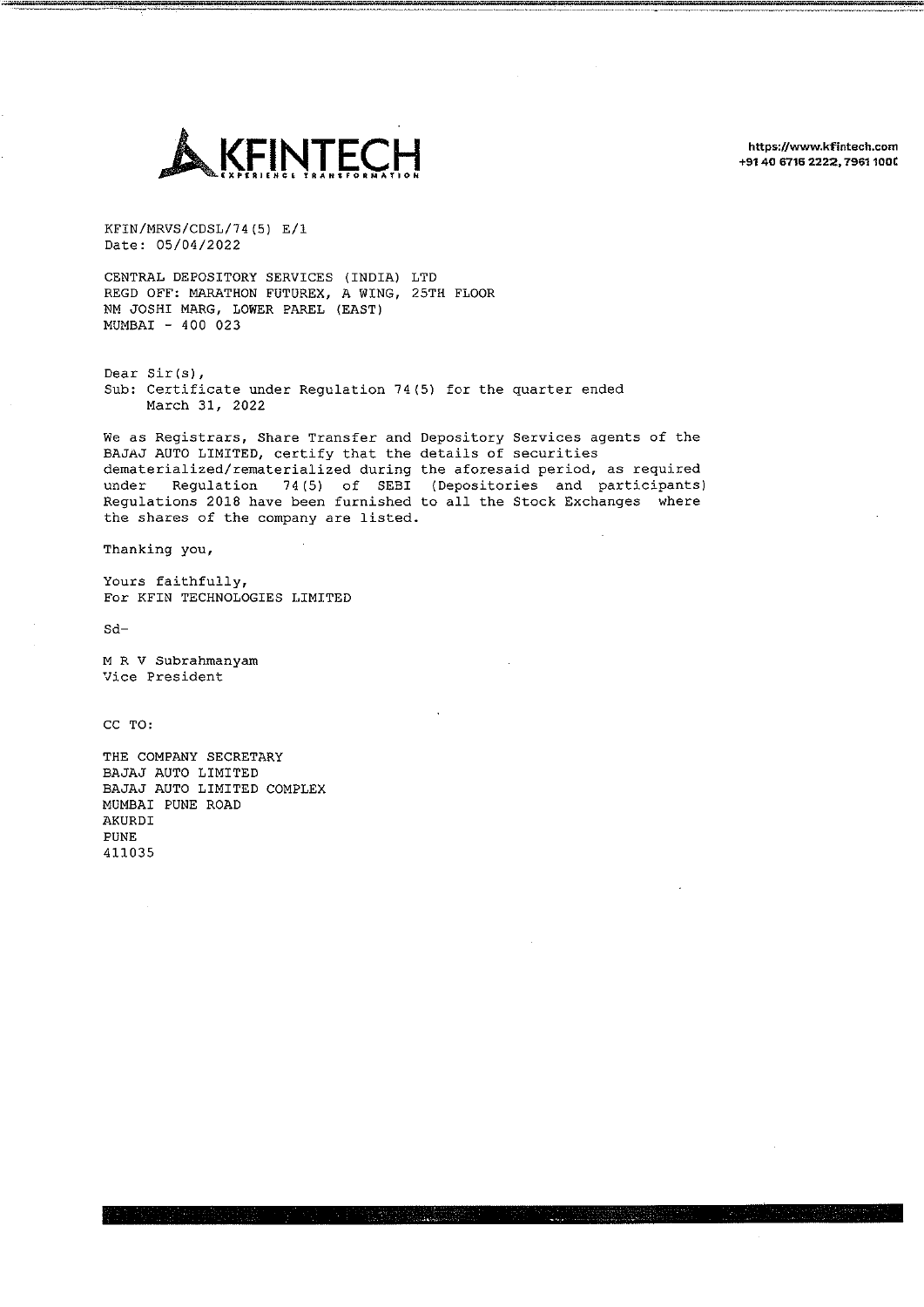KFINTECH

EXPERIENCE TRANSFORMATION

https://www.kfintech.com
+91 40 6716 2222, 7961 100C

KFIN/MRVS/CDSL/74(5) E/1
Date: 05/04/2022

CENTRAL DEPOSITORY SERVICES (INDIA) LTD
REGD OFF: MARATHON FUTUREX, A WING, 25TH FLOOR
NM JOSHI MARG, LOWER PAREL (EAST)
MUMBAI - 400 023

Dear Sir(s),
Sub: Certificate under Regulation 74(5) for the quarter ended March 31, 2022

We as Registrars, Share Transfer and Depository Services agents of the BAJAJ AUTO LIMITED, certify that the details of securities dematerialized/rematerialized during the aforesaid period, as required under Regulation 74(5) of SEBI (Depositories and participants) Regulations 2018 have been furnished to all the Stock Exchanges where the shares of the company are listed.

Thanking you,

Yours faithfully,
For KFIN TECHNOLOGIES LIMITED

Sd-

M R V Subrahmanyam
Vice President

CC TO:

THE COMPANY SECRETARY
BAJAJ AUTO LIMITED
BAJAJ AUTO LIMITED COMPLEX
MUMBAI PUNE ROAD
AKURDI
PUNE
411035